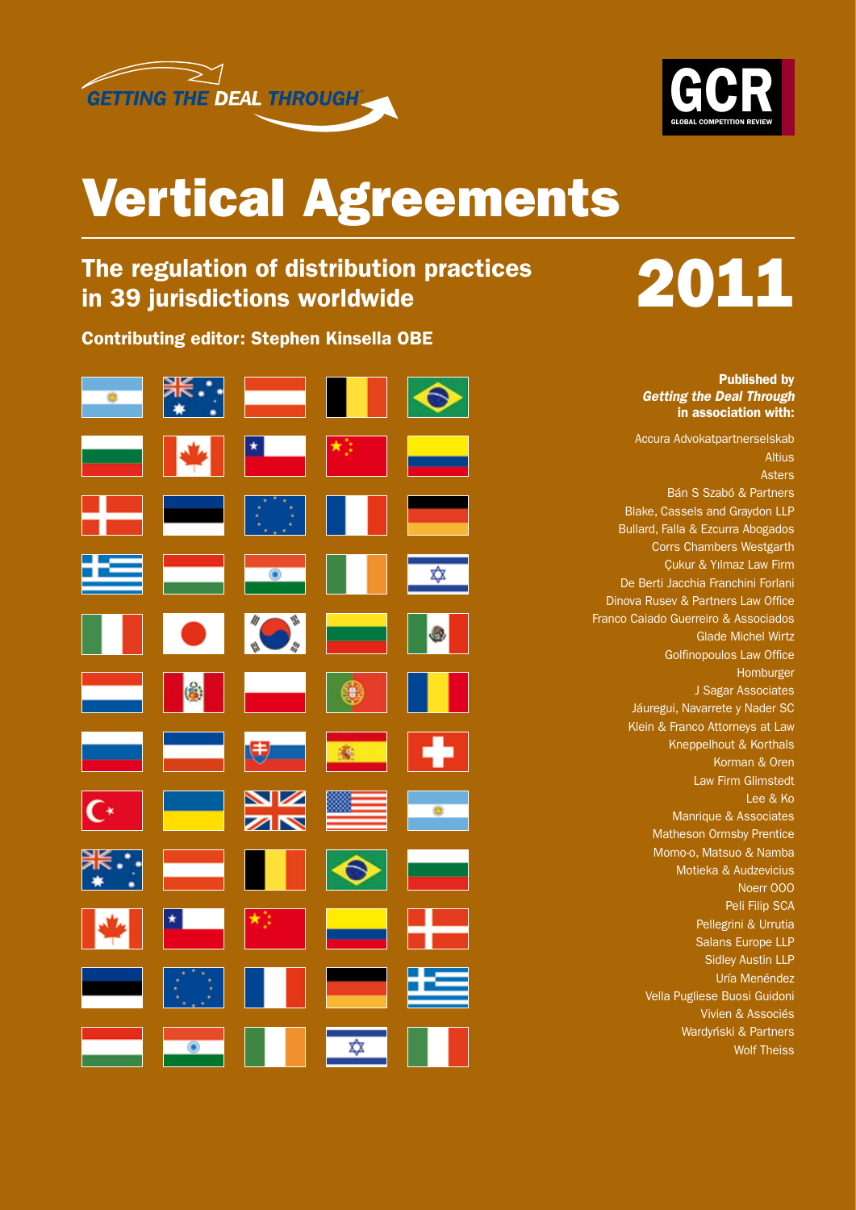GETTING THE DEAL THROUGH

GCR
GLOBAL COMPETITION REVIEW

# Vertical Agreements

## The regulation of distribution practices in 39 jurisdictions worldwide

# 2011

**Contributing editor: Stephen Kinsella OBE**

**Published by**
***Getting the Deal Through***
**in association with:**

Accura Advokatpartnerselskab
Altius
Asters
Bán S Szabó & Partners
Blake, Cassels and Graydon LLP
Bullard, Falla & Ezcurra Abogados
Corrs Chambers Westgarth
Çukur & Yılmaz Law Firm
De Berti Jacchia Franchini Forlani
Dinova Rusev & Partners Law Office
Franco Caiado Guerreiro & Associados
Glade Michel Wirtz
Golfinopoulos Law Office
Homburger
J Sagar Associates
Jáuregui, Navarrete y Nader SC
Klein & Franco Attorneys at Law
Kneppelhout & Korthals
Korman & Oren
Law Firm Glimstedt
Lee & Ko
Manrique & Associates
Matheson Ormsby Prentice
Momo-o, Matsuo & Namba
Motieka & Audzevicius
Noerr OOO
Peli Filip SCA
Pellegrini & Urrutia
Salans Europe LLP
Sidley Austin LLP
Uría Menéndez
Vella Pugliese Buosi Guidoni
Vivien & Associés
Wardyński & Partners
Wolf Theiss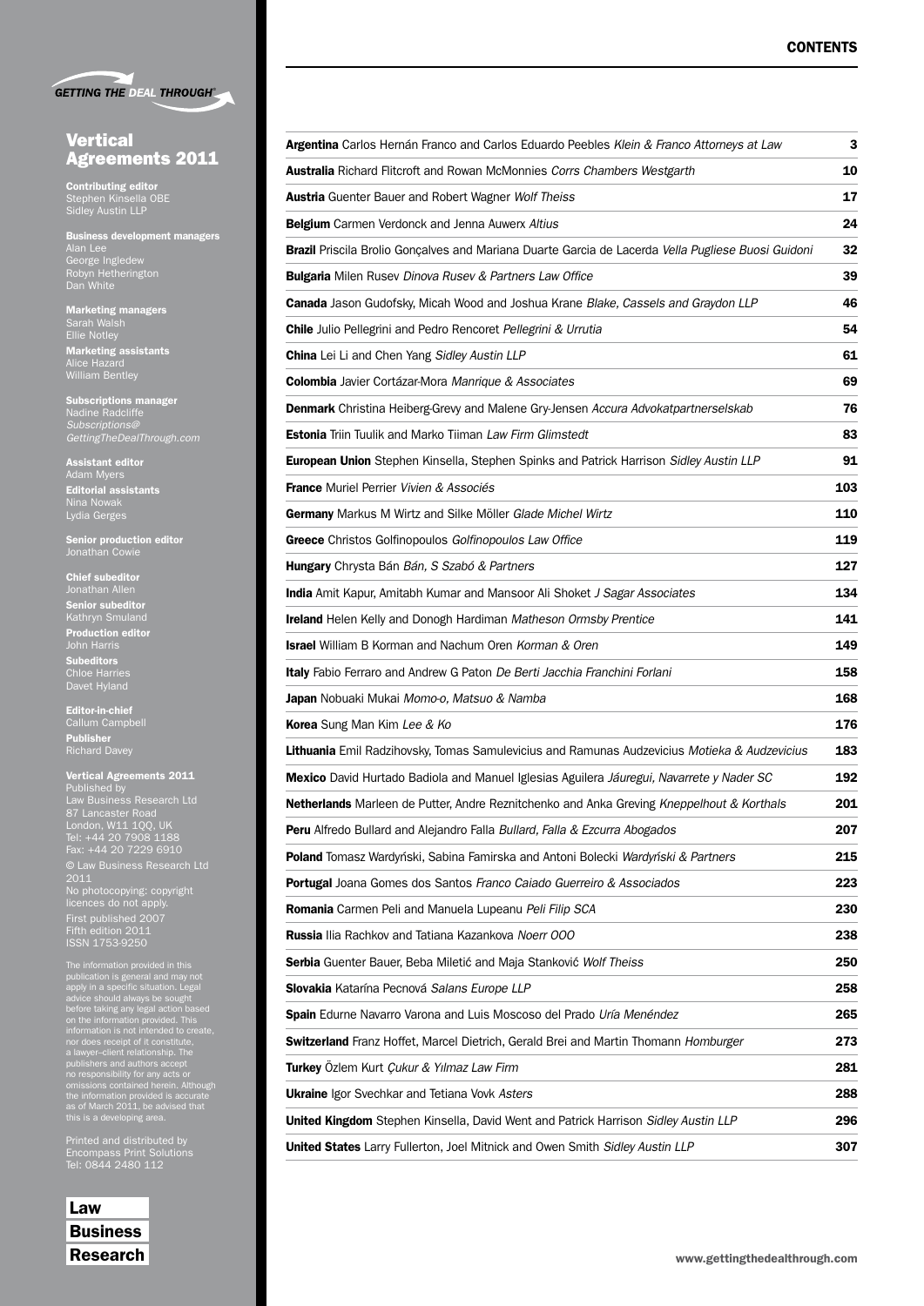# Contents

| | |
|---|---|
| **Argentina** Carlos Hernán Franco and Carlos Eduardo Peebles *Klein & Franco Attorneys at Law* | **3** |
| **Australia** Richard Flitcroft and Rowan McMonnies *Corrs Chambers Westgarth* | **10** |
| **Austria** Guenter Bauer and Robert Wagner *Wolf Theiss* | **17** |
| **Belgium** Carmen Verdonck and Jenna Auwerx *Altius* | **24** |
| **Brazil** Priscila Brolio Gonçalves and Mariana Duarte Garcia de Lacerda *Vella Pugliese Buosi Guidoni* | **32** |
| **Bulgaria** Milen Rusev *Dinova Rusev & Partners Law Office* | **39** |
| **Canada** Jason Gudofsky, Micah Wood and Joshua Krane *Blake, Cassels and Graydon LLP* | **46** |
| **Chile** Julio Pellegrini and Pedro Rencoret *Pellegrini & Urrutia* | **54** |
| **China** Lei Li and Chen Yang *Sidley Austin LLP* | **61** |
| **Colombia** Javier Cortázar-Mora *Manrique & Associates* | **69** |
| **Denmark** Christina Heiberg-Grevy and Malene Gry-Jensen *Accura Advokatpartnerselskab* | **76** |
| **Estonia** Triin Tuulik and Marko Tiiman *Law Firm Glimstedt* | **83** |
| **European Union** Stephen Kinsella, Stephen Spinks and Patrick Harrison *Sidley Austin LLP* | **91** |
| **France** Muriel Perrier *Vivien & Associés* | **103** |
| **Germany** Markus M Wirtz and Silke Möller *Glade Michel Wirtz* | **110** |
| **Greece** Christos Golfinopoulos *Golfinopoulos Law Office* | **119** |
| **Hungary** Chrysta Bán *Bán, S Szabó & Partners* | **127** |
| **India** Amit Kapur, Amitabh Kumar and Mansoor Ali Shoket *J Sagar Associates* | **134** |
| **Ireland** Helen Kelly and Donogh Hardiman *Matheson Ormsby Prentice* | **141** |
| **Israel** William B Korman and Nachum Oren *Korman & Oren* | **149** |
| **Italy** Fabio Ferraro and Andrew G Paton *De Berti Jacchia Franchini Forlani* | **158** |
| **Japan** Nobuaki Mukai *Momo-o, Matsuo & Namba* | **168** |
| **Korea** Sung Man Kim *Lee & Ko* | **176** |
| **Lithuania** Emil Radzihovsky, Tomas Samulevicius and Ramunas Audzevicius *Motieka & Audzevicius* | **183** |
| **Mexico** David Hurtado Badiola and Manuel Iglesias Aguilera *Jáuregui, Navarrete y Nader SC* | **192** |
| **Netherlands** Marleen de Putter, Andre Reznitchenko and Anka Greving *Kneppelhout & Korthals* | **201** |
| **Peru** Alfredo Bullard and Alejandro Falla *Bullard, Falla & Ezcurra Abogados* | **207** |
| **Poland** Tomasz Wardyński, Sabina Famirska and Antoni Bolecki *Wardyński & Partners* | **215** |
| **Portugal** Joana Gomes dos Santos *Franco Caiado Guerreiro & Associados* | **223** |
| **Romania** Carmen Peli and Manuela Lupeanu *Peli Filip SCA* | **230** |
| **Russia** Ilia Rachkov and Tatiana Kazankova *Noerr OOO* | **238** |
| **Serbia** Guenter Bauer, Beba Miletić and Maja Stanković *Wolf Theiss* | **250** |
| **Slovakia** Katarína Pecnová *Salans Europe LLP* | **258** |
| **Spain** Edurne Navarro Varona and Luis Moscoso del Prado *Uría Menéndez* | **265** |
| **Switzerland** Franz Hoffet, Marcel Dietrich, Gerald Brei and Martin Thomann *Homburger* | **273** |
| **Turkey** Özlem Kurt *Çukur & Yılmaz Law Firm* | **281** |
| **Ukraine** Igor Svechkar and Tetiana Vovk *Asters* | **288** |
| **United Kingdom** Stephen Kinsella, David Went and Patrick Harrison *Sidley Austin LLP* | **296** |
| **United States** Larry Fullerton, Joel Mitnick and Owen Smith *Sidley Austin LLP* | **307** |

*GETTING THE DEAL THROUGH®*

## Vertical Agreements 2011

**Contributing editor**
Stephen Kinsella OBE
Sidley Austin LLP

**Business development managers**
Alan Lee
George Ingledew
Robyn Hetherington
Dan White

**Marketing managers**
Sarah Walsh
Ellie Notley

**Marketing assistants**
Alice Hazard
William Bentley

**Subscriptions manager**
Nadine Radcliffe
*Subscriptions@GettingTheDealThrough.com*

**Assistant editor**
Adam Myers

**Editorial assistants**
Nina Nowak
Lydia Gerges

**Senior production editor**
Jonathan Cowie

**Chief subeditor**
Jonathan Allen

**Senior subeditor**
Kathryn Smuland

**Production editor**
John Harris

**Subeditors**
Chloe Harries
Davet Hyland

**Editor-in-chief**
Callum Campbell

**Publisher**
Richard Davey

**Vertical Agreements 2011**
Published by
Law Business Research Ltd
87 Lancaster Road
London, W11 1QQ, UK
Tel: +44 20 7908 1188
Fax: +44 20 7229 6910

© Law Business Research Ltd 2011
No photocopying: copyright licences do not apply.

First published 2007
Fifth edition 2011
ISSN 1753-9250

The information provided in this publication is general and may not apply in a specific situation. Legal advice should always be sought before taking any legal action based on the information provided. This information is not intended to create, nor does receipt of it constitute, a lawyer–client relationship. The publishers and authors accept no responsibility for any acts or omissions contained herein. Although the information provided is accurate as of March 2011, be advised that this is a developing area.

Printed and distributed by
Encompass Print Solutions
Tel: 0844 2480 112

Law
Business
Research

www.gettingthedealthrough.com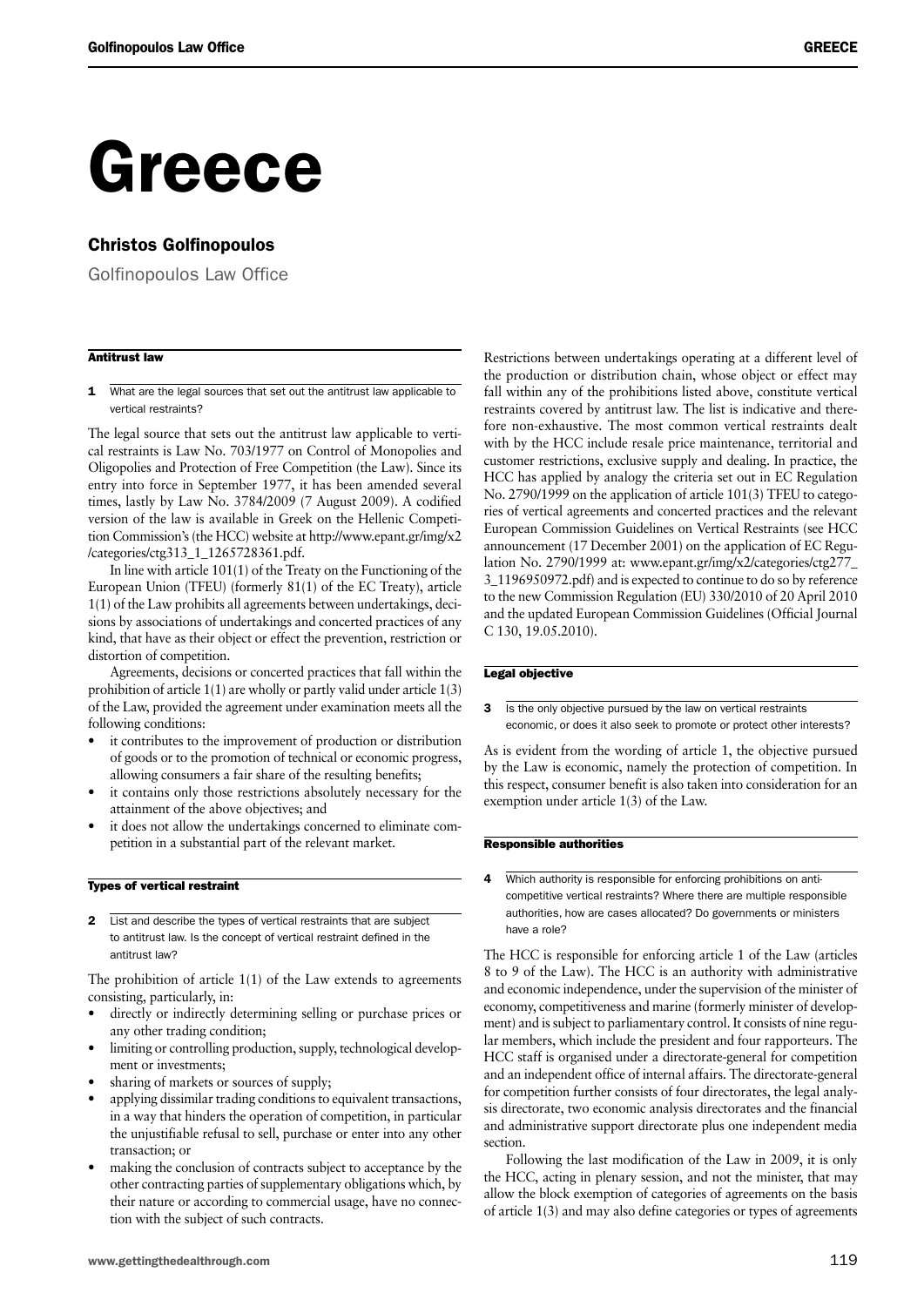# Greece

## Christos Golfinopoulos

Golfinopoulos Law Office

### Antitrust law

**1** What are the legal sources that set out the antitrust law applicable to vertical restraints?

The legal source that sets out the antitrust law applicable to vertical restraints is Law No. 703/1977 on Control of Monopolies and Oligopolies and Protection of Free Competition (the Law). Since its entry into force in September 1977, it has been amended several times, lastly by Law No. 3784/2009 (7 August 2009). A codified version of the law is available in Greek on the Hellenic Competition Commission's (the HCC) website at http://www.epant.gr/img/x2/categories/ctg313_1_1265728361.pdf.

In line with article 101(1) of the Treaty on the Functioning of the European Union (TFEU) (formerly 81(1) of the EC Treaty), article 1(1) of the Law prohibits all agreements between undertakings, decisions by associations of undertakings and concerted practices of any kind, that have as their object or effect the prevention, restriction or distortion of competition.

Agreements, decisions or concerted practices that fall within the prohibition of article 1(1) are wholly or partly valid under article 1(3) of the Law, provided the agreement under examination meets all the following conditions:

- it contributes to the improvement of production or distribution of goods or to the promotion of technical or economic progress, allowing consumers a fair share of the resulting benefits;
- it contains only those restrictions absolutely necessary for the attainment of the above objectives; and
- it does not allow the undertakings concerned to eliminate competition in a substantial part of the relevant market.

### Types of vertical restraint

**2** List and describe the types of vertical restraints that are subject to antitrust law. Is the concept of vertical restraint defined in the antitrust law?

The prohibition of article 1(1) of the Law extends to agreements consisting, particularly, in:

- directly or indirectly determining selling or purchase prices or any other trading condition;
- limiting or controlling production, supply, technological development or investments;
- sharing of markets or sources of supply;
- applying dissimilar trading conditions to equivalent transactions, in a way that hinders the operation of competition, in particular the unjustifiable refusal to sell, purchase or enter into any other transaction; or
- making the conclusion of contracts subject to acceptance by the other contracting parties of supplementary obligations which, by their nature or according to commercial usage, have no connection with the subject of such contracts.

Restrictions between undertakings operating at a different level of the production or distribution chain, whose object or effect may fall within any of the prohibitions listed above, constitute vertical restraints covered by antitrust law. The list is indicative and therefore non-exhaustive. The most common vertical restraints dealt with by the HCC include resale price maintenance, territorial and customer restrictions, exclusive supply and dealing. In practice, the HCC has applied by analogy the criteria set out in EC Regulation No. 2790/1999 on the application of article 101(3) TFEU to categories of vertical agreements and concerted practices and the relevant European Commission Guidelines on Vertical Restraints (see HCC announcement (17 December 2001) on the application of EC Regulation No. 2790/1999 at: www.epant.gr/img/x2/categories/ctg277_3_1196950972.pdf) and is expected to continue to do so by reference to the new Commission Regulation (EU) 330/2010 of 20 April 2010 and the updated European Commission Guidelines (Official Journal C 130, 19.05.2010).

### Legal objective

**3** Is the only objective pursued by the law on vertical restraints economic, or does it also seek to promote or protect other interests?

As is evident from the wording of article 1, the objective pursued by the Law is economic, namely the protection of competition. In this respect, consumer benefit is also taken into consideration for an exemption under article 1(3) of the Law.

### Responsible authorities

**4** Which authority is responsible for enforcing prohibitions on anti-competitive vertical restraints? Where there are multiple responsible authorities, how are cases allocated? Do governments or ministers have a role?

The HCC is responsible for enforcing article 1 of the Law (articles 8 to 9 of the Law). The HCC is an authority with administrative and economic independence, under the supervision of the minister of economy, competitiveness and marine (formerly minister of development) and is subject to parliamentary control. It consists of nine regular members, which include the president and four rapporteurs. The HCC staff is organised under a directorate-general for competition and an independent office of internal affairs. The directorate-general for competition further consists of four directorates, the legal analysis directorate, two economic analysis directorates and the financial and administrative support directorate plus one independent media section.

Following the last modification of the Law in 2009, it is only the HCC, acting in plenary session, and not the minister, that may allow the block exemption of categories of agreements on the basis of article 1(3) and may also define categories or types of agreements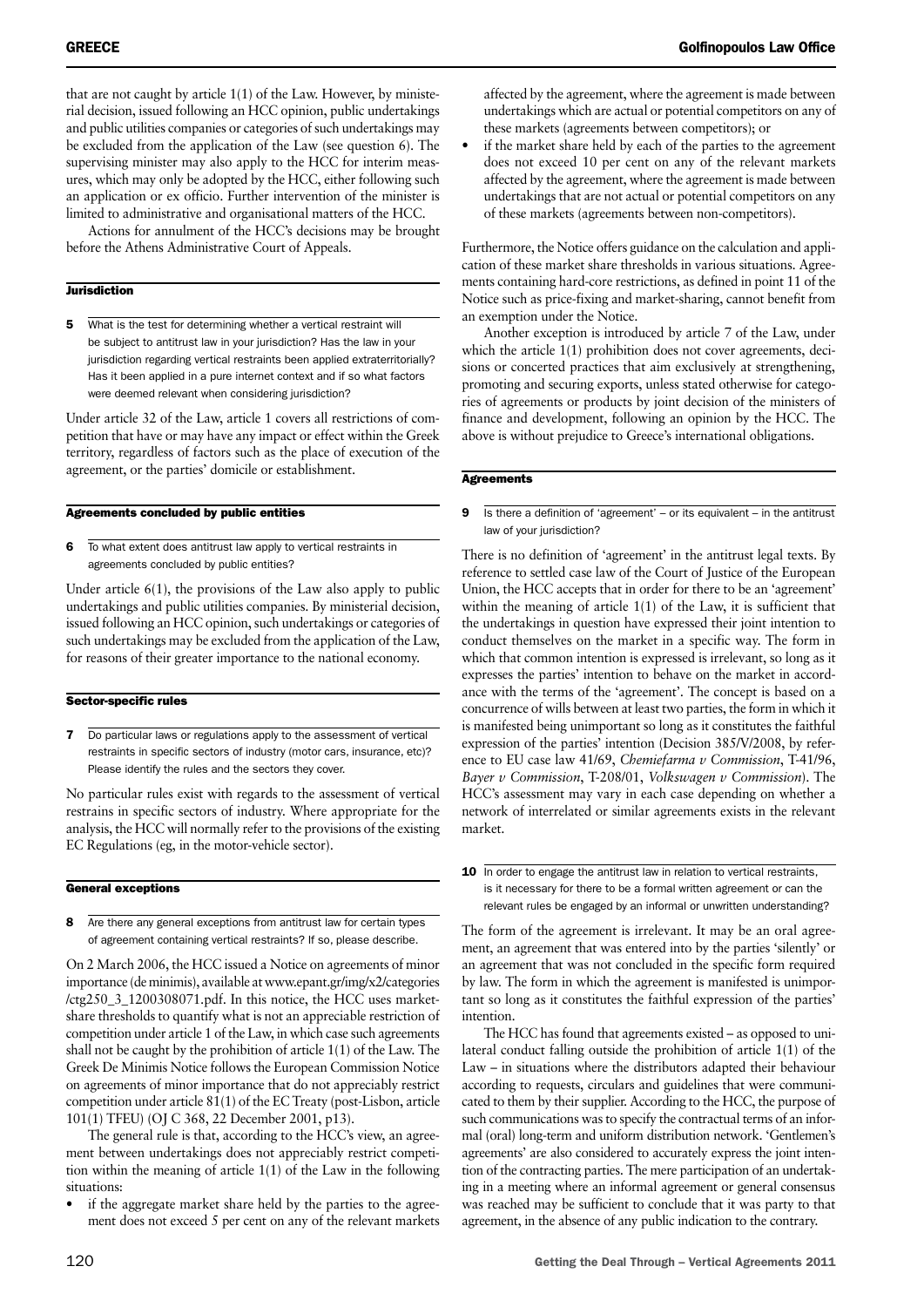that are not caught by article 1(1) of the Law. However, by ministerial decision, issued following an HCC opinion, public undertakings and public utilities companies or categories of such undertakings may be excluded from the application of the Law (see question 6). The supervising minister may also apply to the HCC for interim measures, which may only be adopted by the HCC, either following such an application or ex officio. Further intervention of the minister is limited to administrative and organisational matters of the HCC.

Actions for annulment of the HCC's decisions may be brought before the Athens Administrative Court of Appeals.

## Jurisdiction

**5 What is the test for determining whether a vertical restraint will be subject to antitrust law in your jurisdiction? Has the law in your jurisdiction regarding vertical restraints been applied extraterritorially? Has it been applied in a pure internet context and if so what factors were deemed relevant when considering jurisdiction?**

Under article 32 of the Law, article 1 covers all restrictions of competition that have or may have any impact or effect within the Greek territory, regardless of factors such as the place of execution of the agreement, or the parties' domicile or establishment.

## Agreements concluded by public entities

**6 To what extent does antitrust law apply to vertical restraints in agreements concluded by public entities?**

Under article 6(1), the provisions of the Law also apply to public undertakings and public utilities companies. By ministerial decision, issued following an HCC opinion, such undertakings or categories of such undertakings may be excluded from the application of the Law, for reasons of their greater importance to the national economy.

## Sector-specific rules

**7 Do particular laws or regulations apply to the assessment of vertical restraints in specific sectors of industry (motor cars, insurance, etc)? Please identify the rules and the sectors they cover.**

No particular rules exist with regards to the assessment of vertical restrains in specific sectors of industry. Where appropriate for the analysis, the HCC will normally refer to the provisions of the existing EC Regulations (eg, in the motor-vehicle sector).

## General exceptions

**8 Are there any general exceptions from antitrust law for certain types of agreement containing vertical restraints? If so, please describe.**

On 2 March 2006, the HCC issued a Notice on agreements of minor importance (de minimis), available at www.epant.gr/img/x2/categories/ctg250_3_1200308071.pdf. In this notice, the HCC uses market-share thresholds to quantify what is not an appreciable restriction of competition under article 1 of the Law, in which case such agreements shall not be caught by the prohibition of article 1(1) of the Law. The Greek De Minimis Notice follows the European Commission Notice on agreements of minor importance that do not appreciably restrict competition under article 81(1) of the EC Treaty (post-Lisbon, article 101(1) TFEU) (OJ C 368, 22 December 2001, p13).

The general rule is that, according to the HCC's view, an agreement between undertakings does not appreciably restrict competition within the meaning of article 1(1) of the Law in the following situations:

- if the aggregate market share held by the parties to the agreement does not exceed 5 per cent on any of the relevant markets affected by the agreement, where the agreement is made between undertakings which are actual or potential competitors on any of these markets (agreements between competitors); or
- if the market share held by each of the parties to the agreement does not exceed 10 per cent on any of the relevant markets affected by the agreement, where the agreement is made between undertakings that are not actual or potential competitors on any of these markets (agreements between non-competitors).

Furthermore, the Notice offers guidance on the calculation and application of these market share thresholds in various situations. Agreements containing hard-core restrictions, as defined in point 11 of the Notice such as price-fixing and market-sharing, cannot benefit from an exemption under the Notice.

Another exception is introduced by article 7 of the Law, under which the article 1(1) prohibition does not cover agreements, decisions or concerted practices that aim exclusively at strengthening, promoting and securing exports, unless stated otherwise for categories of agreements or products by joint decision of the ministers of finance and development, following an opinion by the HCC. The above is without prejudice to Greece's international obligations.

## Agreements

**9 Is there a definition of 'agreement' – or its equivalent – in the antitrust law of your jurisdiction?**

There is no definition of 'agreement' in the antitrust legal texts. By reference to settled case law of the Court of Justice of the European Union, the HCC accepts that in order for there to be an 'agreement' within the meaning of article 1(1) of the Law, it is sufficient that the undertakings in question have expressed their joint intention to conduct themselves on the market in a specific way. The form in which that common intention is expressed is irrelevant, so long as it expresses the parties' intention to behave on the market in accordance with the terms of the 'agreement'. The concept is based on a concurrence of wills between at least two parties, the form in which it is manifested being unimportant so long as it constitutes the faithful expression of the parties' intention (Decision 385/V/2008, by reference to EU case law 41/69, *Chemiefarma v Commission*, T-41/96, *Bayer v Commission*, T-208/01, *Volkswagen v Commission*). The HCC's assessment may vary in each case depending on whether a network of interrelated or similar agreements exists in the relevant market.

**10 In order to engage the antitrust law in relation to vertical restraints, is it necessary for there to be a formal written agreement or can the relevant rules be engaged by an informal or unwritten understanding?**

The form of the agreement is irrelevant. It may be an oral agreement, an agreement that was entered into by the parties 'silently' or an agreement that was not concluded in the specific form required by law. The form in which the agreement is manifested is unimportant so long as it constitutes the faithful expression of the parties' intention.

The HCC has found that agreements existed – as opposed to unilateral conduct falling outside the prohibition of article 1(1) of the Law – in situations where the distributors adapted their behaviour according to requests, circulars and guidelines that were communicated to them by their supplier. According to the HCC, the purpose of such communications was to specify the contractual terms of an informal (oral) long-term and uniform distribution network. 'Gentlemen's agreements' are also considered to accurately express the joint intention of the contracting parties. The mere participation of an undertaking in a meeting where an informal agreement or general consensus was reached may be sufficient to conclude that it was party to that agreement, in the absence of any public indication to the contrary.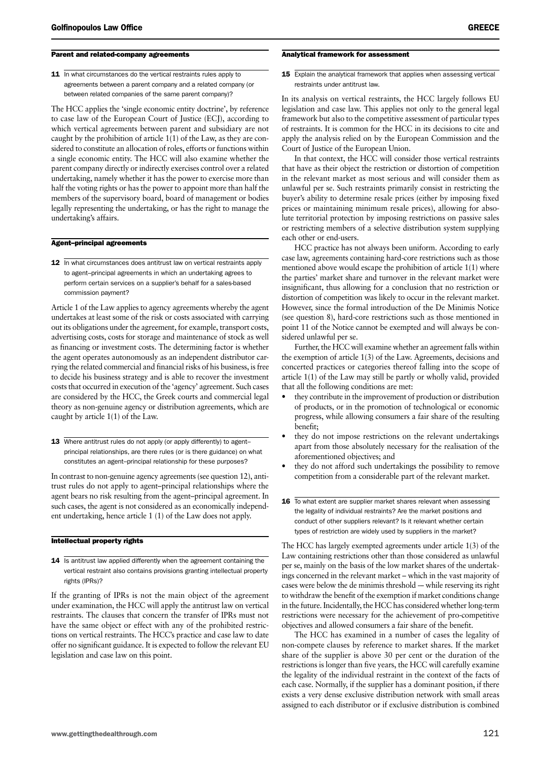## Parent and related-company agreements

**11** In what circumstances do the vertical restraints rules apply to agreements between a parent company and a related company (or between related companies of the same parent company)?

The HCC applies the 'single economic entity doctrine', by reference to case law of the European Court of Justice (ECJ), according to which vertical agreements between parent and subsidiary are not caught by the prohibition of article 1(1) of the Law, as they are considered to constitute an allocation of roles, efforts or functions within a single economic entity. The HCC will also examine whether the parent company directly or indirectly exercises control over a related undertaking, namely whether it has the power to exercise more than half the voting rights or has the power to appoint more than half the members of the supervisory board, board of management or bodies legally representing the undertaking, or has the right to manage the undertaking's affairs.

## Agent–principal agreements

**12** In what circumstances does antitrust law on vertical restraints apply to agent–principal agreements in which an undertaking agrees to perform certain services on a supplier's behalf for a sales-based commission payment?

Article 1 of the Law applies to agency agreements whereby the agent undertakes at least some of the risk or costs associated with carrying out its obligations under the agreement, for example, transport costs, advertising costs, costs for storage and maintenance of stock as well as financing or investment costs. The determining factor is whether the agent operates autonomously as an independent distributor carrying the related commercial and financial risks of his business, is free to decide his business strategy and is able to recover the investment costs that occurred in execution of the 'agency' agreement. Such cases are considered by the HCC, the Greek courts and commercial legal theory as non-genuine agency or distribution agreements, which are caught by article 1(1) of the Law.

**13** Where antitrust rules do not apply (or apply differently) to agent–principal relationships, are there rules (or is there guidance) on what constitutes an agent–principal relationship for these purposes?

In contrast to non-genuine agency agreements (see question 12), antitrust rules do not apply to agent–principal relationships where the agent bears no risk resulting from the agent–principal agreement. In such cases, the agent is not considered as an economically independent undertaking, hence article 1 (1) of the Law does not apply.

## Intellectual property rights

**14** Is antitrust law applied differently when the agreement containing the vertical restraint also contains provisions granting intellectual property rights (IPRs)?

If the granting of IPRs is not the main object of the agreement under examination, the HCC will apply the antitrust law on vertical restraints. The clauses that concern the transfer of IPRs must not have the same object or effect with any of the prohibited restrictions on vertical restraints. The HCC's practice and case law to date offer no significant guidance. It is expected to follow the relevant EU legislation and case law on this point.

## Analytical framework for assessment

**15** Explain the analytical framework that applies when assessing vertical restraints under antitrust law.

In its analysis on vertical restraints, the HCC largely follows EU legislation and case law. This applies not only to the general legal framework but also to the competitive assessment of particular types of restraints. It is common for the HCC in its decisions to cite and apply the analysis relied on by the European Commission and the Court of Justice of the European Union.

In that context, the HCC will consider those vertical restraints that have as their object the restriction or distortion of competition in the relevant market as most serious and will consider them as unlawful per se. Such restraints primarily consist in restricting the buyer's ability to determine resale prices (either by imposing fixed prices or maintaining minimum resale prices), allowing for absolute territorial protection by imposing restrictions on passive sales or restricting members of a selective distribution system supplying each other or end-users.

HCC practice has not always been uniform. According to early case law, agreements containing hard-core restrictions such as those mentioned above would escape the prohibition of article 1(1) where the parties' market share and turnover in the relevant market were insignificant, thus allowing for a conclusion that no restriction or distortion of competition was likely to occur in the relevant market. However, since the formal introduction of the De Minimis Notice (see question 8), hard-core restrictions such as those mentioned in point 11 of the Notice cannot be exempted and will always be considered unlawful per se.

Further, the HCC will examine whether an agreement falls within the exemption of article 1(3) of the Law. Agreements, decisions and concerted practices or categories thereof falling into the scope of article 1(1) of the Law may still be partly or wholly valid, provided that all the following conditions are met:

- they contribute in the improvement of production or distribution of products, or in the promotion of technological or economic progress, while allowing consumers a fair share of the resulting benefit;
- they do not impose restrictions on the relevant undertakings apart from those absolutely necessary for the realisation of the aforementioned objectives; and
- they do not afford such undertakings the possibility to remove competition from a considerable part of the relevant market.

**16** To what extent are supplier market shares relevant when assessing the legality of individual restraints? Are the market positions and conduct of other suppliers relevant? Is it relevant whether certain types of restriction are widely used by suppliers in the market?

The HCC has largely exempted agreements under article 1(3) of the Law containing restrictions other than those considered as unlawful per se, mainly on the basis of the low market shares of the undertakings concerned in the relevant market – which in the vast majority of cases were below the de minimis threshold — while reserving its right to withdraw the benefit of the exemption if market conditions change in the future. Incidentally, the HCC has considered whether long-term restrictions were necessary for the achievement of pro-competitive objectives and allowed consumers a fair share of the benefit.

The HCC has examined in a number of cases the legality of non-compete clauses by reference to market shares. If the market share of the supplier is above 30 per cent or the duration of the restrictions is longer than five years, the HCC will carefully examine the legality of the individual restraint in the context of the facts of each case. Normally, if the supplier has a dominant position, if there exists a very dense exclusive distribution network with small areas assigned to each distributor or if exclusive distribution is combined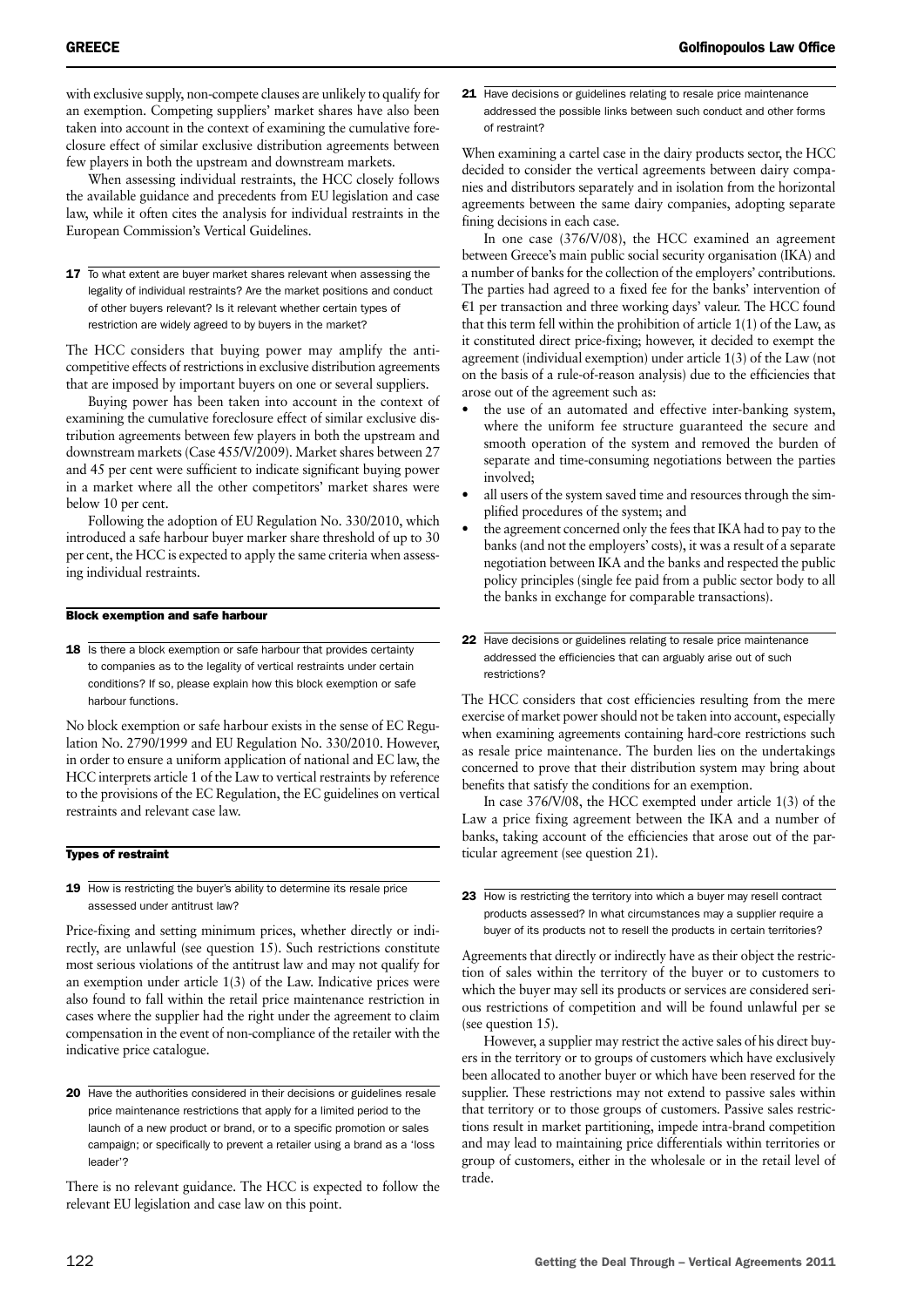with exclusive supply, non-compete clauses are unlikely to qualify for an exemption. Competing suppliers' market shares have also been taken into account in the context of examining the cumulative foreclosure effect of similar exclusive distribution agreements between few players in both the upstream and downstream markets.

When assessing individual restraints, the HCC closely follows the available guidance and precedents from EU legislation and case law, while it often cites the analysis for individual restraints in the European Commission's Vertical Guidelines.

**17** To what extent are buyer market shares relevant when assessing the legality of individual restraints? Are the market positions and conduct of other buyers relevant? Is it relevant whether certain types of restriction are widely agreed to by buyers in the market?

The HCC considers that buying power may amplify the anti-competitive effects of restrictions in exclusive distribution agreements that are imposed by important buyers on one or several suppliers.

Buying power has been taken into account in the context of examining the cumulative foreclosure effect of similar exclusive distribution agreements between few players in both the upstream and downstream markets (Case 455/V/2009). Market shares between 27 and 45 per cent were sufficient to indicate significant buying power in a market where all the other competitors' market shares were below 10 per cent.

Following the adoption of EU Regulation No. 330/2010, which introduced a safe harbour buyer marker share threshold of up to 30 per cent, the HCC is expected to apply the same criteria when assessing individual restraints.

### Block exemption and safe harbour

**18** Is there a block exemption or safe harbour that provides certainty to companies as to the legality of vertical restraints under certain conditions? If so, please explain how this block exemption or safe harbour functions.

No block exemption or safe harbour exists in the sense of EC Regulation No. 2790/1999 and EU Regulation No. 330/2010. However, in order to ensure a uniform application of national and EC law, the HCC interprets article 1 of the Law to vertical restraints by reference to the provisions of the EC Regulation, the EC guidelines on vertical restraints and relevant case law.

### Types of restraint

**19** How is restricting the buyer's ability to determine its resale price assessed under antitrust law?

Price-fixing and setting minimum prices, whether directly or indirectly, are unlawful (see question 15). Such restrictions constitute most serious violations of the antitrust law and may not qualify for an exemption under article 1(3) of the Law. Indicative prices were also found to fall within the retail price maintenance restriction in cases where the supplier had the right under the agreement to claim compensation in the event of non-compliance of the retailer with the indicative price catalogue.

**20** Have the authorities considered in their decisions or guidelines resale price maintenance restrictions that apply for a limited period to the launch of a new product or brand, or to a specific promotion or sales campaign; or specifically to prevent a retailer using a brand as a 'loss leader'?

There is no relevant guidance. The HCC is expected to follow the relevant EU legislation and case law on this point.

**21** Have decisions or guidelines relating to resale price maintenance addressed the possible links between such conduct and other forms of restraint?

When examining a cartel case in the dairy products sector, the HCC decided to consider the vertical agreements between dairy companies and distributors separately and in isolation from the horizontal agreements between the same dairy companies, adopting separate fining decisions in each case.

In one case (376/V/08), the HCC examined an agreement between Greece's main public social security organisation (IKA) and a number of banks for the collection of the employers' contributions. The parties had agreed to a fixed fee for the banks' intervention of €1 per transaction and three working days' valeur. The HCC found that this term fell within the prohibition of article 1(1) of the Law, as it constituted direct price-fixing; however, it decided to exempt the agreement (individual exemption) under article 1(3) of the Law (not on the basis of a rule-of-reason analysis) due to the efficiencies that arose out of the agreement such as:

- the use of an automated and effective inter-banking system, where the uniform fee structure guaranteed the secure and smooth operation of the system and removed the burden of separate and time-consuming negotiations between the parties involved;
- all users of the system saved time and resources through the simplified procedures of the system; and
- the agreement concerned only the fees that IKA had to pay to the banks (and not the employers' costs), it was a result of a separate negotiation between IKA and the banks and respected the public policy principles (single fee paid from a public sector body to all the banks in exchange for comparable transactions).

**22** Have decisions or guidelines relating to resale price maintenance addressed the efficiencies that can arguably arise out of such restrictions?

The HCC considers that cost efficiencies resulting from the mere exercise of market power should not be taken into account, especially when examining agreements containing hard-core restrictions such as resale price maintenance. The burden lies on the undertakings concerned to prove that their distribution system may bring about benefits that satisfy the conditions for an exemption.

In case 376/V/08, the HCC exempted under article 1(3) of the Law a price fixing agreement between the IKA and a number of banks, taking account of the efficiencies that arose out of the particular agreement (see question 21).

**23** How is restricting the territory into which a buyer may resell contract products assessed? In what circumstances may a supplier require a buyer of its products not to resell the products in certain territories?

Agreements that directly or indirectly have as their object the restriction of sales within the territory of the buyer or to customers to which the buyer may sell its products or services are considered serious restrictions of competition and will be found unlawful per se (see question 15).

However, a supplier may restrict the active sales of his direct buyers in the territory or to groups of customers which have exclusively been allocated to another buyer or which have been reserved for the supplier. These restrictions may not extend to passive sales within that territory or to those groups of customers. Passive sales restrictions result in market partitioning, impede intra-brand competition and may lead to maintaining price differentials within territories or group of customers, either in the wholesale or in the retail level of trade.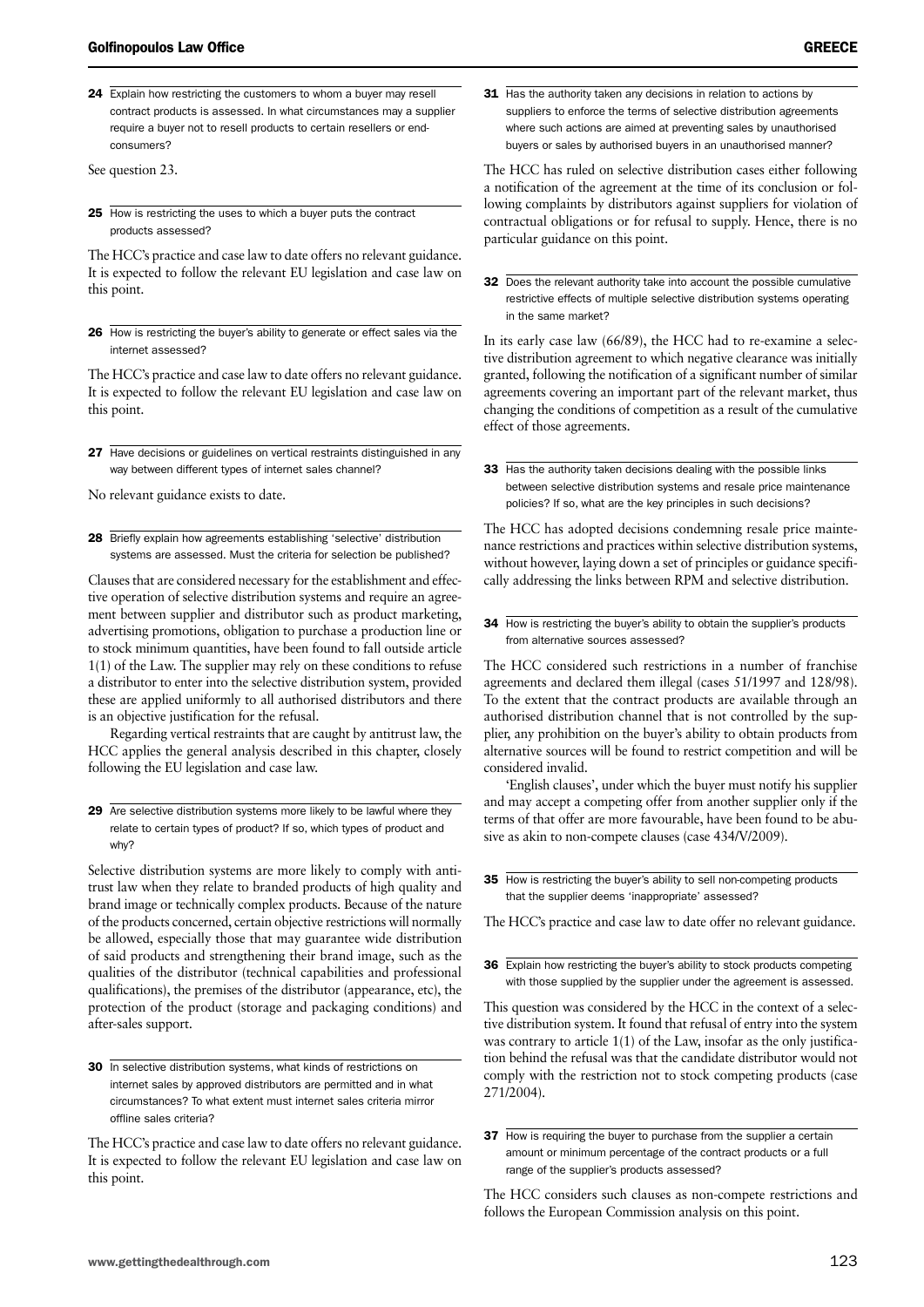**24** Explain how restricting the customers to whom a buyer may resell contract products is assessed. In what circumstances may a supplier require a buyer not to resell products to certain resellers or end-consumers?

See question 23.

**25** How is restricting the uses to which a buyer puts the contract products assessed?

The HCC's practice and case law to date offers no relevant guidance. It is expected to follow the relevant EU legislation and case law on this point.

**26** How is restricting the buyer's ability to generate or effect sales via the internet assessed?

The HCC's practice and case law to date offers no relevant guidance. It is expected to follow the relevant EU legislation and case law on this point.

**27** Have decisions or guidelines on vertical restraints distinguished in any way between different types of internet sales channel?

No relevant guidance exists to date.

**28** Briefly explain how agreements establishing 'selective' distribution systems are assessed. Must the criteria for selection be published?

Clauses that are considered necessary for the establishment and effective operation of selective distribution systems and require an agreement between supplier and distributor such as product marketing, advertising promotions, obligation to purchase a production line or to stock minimum quantities, have been found to fall outside article 1(1) of the Law. The supplier may rely on these conditions to refuse a distributor to enter into the selective distribution system, provided these are applied uniformly to all authorised distributors and there is an objective justification for the refusal.

Regarding vertical restraints that are caught by antitrust law, the HCC applies the general analysis described in this chapter, closely following the EU legislation and case law.

**29** Are selective distribution systems more likely to be lawful where they relate to certain types of product? If so, which types of product and why?

Selective distribution systems are more likely to comply with antitrust law when they relate to branded products of high quality and brand image or technically complex products. Because of the nature of the products concerned, certain objective restrictions will normally be allowed, especially those that may guarantee wide distribution of said products and strengthening their brand image, such as the qualities of the distributor (technical capabilities and professional qualifications), the premises of the distributor (appearance, etc), the protection of the product (storage and packaging conditions) and after-sales support.

**30** In selective distribution systems, what kinds of restrictions on internet sales by approved distributors are permitted and in what circumstances? To what extent must internet sales criteria mirror offline sales criteria?

The HCC's practice and case law to date offers no relevant guidance. It is expected to follow the relevant EU legislation and case law on this point.

**31** Has the authority taken any decisions in relation to actions by suppliers to enforce the terms of selective distribution agreements where such actions are aimed at preventing sales by unauthorised buyers or sales by authorised buyers in an unauthorised manner?

The HCC has ruled on selective distribution cases either following a notification of the agreement at the time of its conclusion or following complaints by distributors against suppliers for violation of contractual obligations or for refusal to supply. Hence, there is no particular guidance on this point.

**32** Does the relevant authority take into account the possible cumulative restrictive effects of multiple selective distribution systems operating in the same market?

In its early case law (66/89), the HCC had to re-examine a selective distribution agreement to which negative clearance was initially granted, following the notification of a significant number of similar agreements covering an important part of the relevant market, thus changing the conditions of competition as a result of the cumulative effect of those agreements.

**33** Has the authority taken decisions dealing with the possible links between selective distribution systems and resale price maintenance policies? If so, what are the key principles in such decisions?

The HCC has adopted decisions condemning resale price maintenance restrictions and practices within selective distribution systems, without however, laying down a set of principles or guidance specifically addressing the links between RPM and selective distribution.

**34** How is restricting the buyer's ability to obtain the supplier's products from alternative sources assessed?

The HCC considered such restrictions in a number of franchise agreements and declared them illegal (cases 51/1997 and 128/98). To the extent that the contract products are available through an authorised distribution channel that is not controlled by the supplier, any prohibition on the buyer's ability to obtain products from alternative sources will be found to restrict competition and will be considered invalid.

'English clauses', under which the buyer must notify his supplier and may accept a competing offer from another supplier only if the terms of that offer are more favourable, have been found to be abusive as akin to non-compete clauses (case 434/V/2009).

**35** How is restricting the buyer's ability to sell non-competing products that the supplier deems 'inappropriate' assessed?

The HCC's practice and case law to date offer no relevant guidance.

**36** Explain how restricting the buyer's ability to stock products competing with those supplied by the supplier under the agreement is assessed.

This question was considered by the HCC in the context of a selective distribution system. It found that refusal of entry into the system was contrary to article 1(1) of the Law, insofar as the only justification behind the refusal was that the candidate distributor would not comply with the restriction not to stock competing products (case 271/2004).

**37** How is requiring the buyer to purchase from the supplier a certain amount or minimum percentage of the contract products or a full range of the supplier's products assessed?

The HCC considers such clauses as non-compete restrictions and follows the European Commission analysis on this point.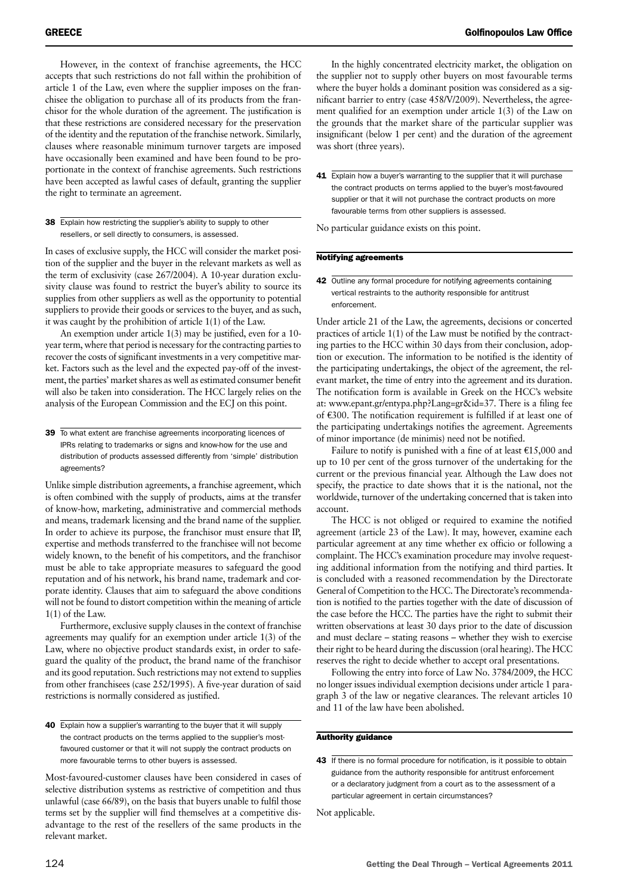However, in the context of franchise agreements, the HCC accepts that such restrictions do not fall within the prohibition of article 1 of the Law, even where the supplier imposes on the franchisee the obligation to purchase all of its products from the franchisor for the whole duration of the agreement. The justification is that these restrictions are considered necessary for the preservation of the identity and the reputation of the franchise network. Similarly, clauses where reasonable minimum turnover targets are imposed have occasionally been examined and have been found to be proportionate in the context of franchise agreements. Such restrictions have been accepted as lawful cases of default, granting the supplier the right to terminate an agreement.

**38** Explain how restricting the supplier's ability to supply to other resellers, or sell directly to consumers, is assessed.

In cases of exclusive supply, the HCC will consider the market position of the supplier and the buyer in the relevant markets as well as the term of exclusivity (case 267/2004). A 10-year duration exclusivity clause was found to restrict the buyer's ability to source its supplies from other suppliers as well as the opportunity to potential suppliers to provide their goods or services to the buyer, and as such, it was caught by the prohibition of article 1(1) of the Law.

An exemption under article 1(3) may be justified, even for a 10-year term, where that period is necessary for the contracting parties to recover the costs of significant investments in a very competitive market. Factors such as the level and the expected pay-off of the investment, the parties' market shares as well as estimated consumer benefit will also be taken into consideration. The HCC largely relies on the analysis of the European Commission and the ECJ on this point.

**39** To what extent are franchise agreements incorporating licences of IPRs relating to trademarks or signs and know-how for the use and distribution of products assessed differently from 'simple' distribution agreements?

Unlike simple distribution agreements, a franchise agreement, which is often combined with the supply of products, aims at the transfer of know-how, marketing, administrative and commercial methods and means, trademark licensing and the brand name of the supplier. In order to achieve its purpose, the franchisor must ensure that IP, expertise and methods transferred to the franchisee will not become widely known, to the benefit of his competitors, and the franchisor must be able to take appropriate measures to safeguard the good reputation and of his network, his brand name, trademark and corporate identity. Clauses that aim to safeguard the above conditions will not be found to distort competition within the meaning of article 1(1) of the Law.

Furthermore, exclusive supply clauses in the context of franchise agreements may qualify for an exemption under article 1(3) of the Law, where no objective product standards exist, in order to safeguard the quality of the product, the brand name of the franchisor and its good reputation. Such restrictions may not extend to supplies from other franchisees (case 252/1995). A five-year duration of said restrictions is normally considered as justified.

**40** Explain how a supplier's warranting to the buyer that it will supply the contract products on the terms applied to the supplier's most-favoured customer or that it will not supply the contract products on more favourable terms to other buyers is assessed.

Most-favoured-customer clauses have been considered in cases of selective distribution systems as restrictive of competition and thus unlawful (case 66/89), on the basis that buyers unable to fulfil those terms set by the supplier will find themselves at a competitive disadvantage to the rest of the resellers of the same products in the relevant market.

In the highly concentrated electricity market, the obligation on the supplier not to supply other buyers on most favourable terms where the buyer holds a dominant position was considered as a significant barrier to entry (case 458/V/2009). Nevertheless, the agreement qualified for an exemption under article 1(3) of the Law on the grounds that the market share of the particular supplier was insignificant (below 1 per cent) and the duration of the agreement was short (three years).

**41** Explain how a buyer's warranting to the supplier that it will purchase the contract products on terms applied to the buyer's most-favoured supplier or that it will not purchase the contract products on more favourable terms from other suppliers is assessed.

No particular guidance exists on this point.

### Notifying agreements

**42** Outline any formal procedure for notifying agreements containing vertical restraints to the authority responsible for antitrust enforcement.

Under article 21 of the Law, the agreements, decisions or concerted practices of article 1(1) of the Law must be notified by the contracting parties to the HCC within 30 days from their conclusion, adoption or execution. The information to be notified is the identity of the participating undertakings, the object of the agreement, the relevant market, the time of entry into the agreement and its duration. The notification form is available in Greek on the HCC's website at: www.epant.gr/entypa.php?Lang=gr&id=37. There is a filing fee of €300. The notification requirement is fulfilled if at least one of the participating undertakings notifies the agreement. Agreements of minor importance (de minimis) need not be notified.

Failure to notify is punished with a fine of at least €15,000 and up to 10 per cent of the gross turnover of the undertaking for the current or the previous financial year. Although the Law does not specify, the practice to date shows that it is the national, not the worldwide, turnover of the undertaking concerned that is taken into account.

The HCC is not obliged or required to examine the notified agreement (article 23 of the Law). It may, however, examine each particular agreement at any time whether ex officio or following a complaint. The HCC's examination procedure may involve requesting additional information from the notifying and third parties. It is concluded with a reasoned recommendation by the Directorate General of Competition to the HCC. The Directorate's recommendation is notified to the parties together with the date of discussion of the case before the HCC. The parties have the right to submit their written observations at least 30 days prior to the date of discussion and must declare – stating reasons – whether they wish to exercise their right to be heard during the discussion (oral hearing). The HCC reserves the right to decide whether to accept oral presentations.

Following the entry into force of Law No. 3784/2009, the HCC no longer issues individual exemption decisions under article 1 paragraph 3 of the law or negative clearances. The relevant articles 10 and 11 of the law have been abolished.

### Authority guidance

**43** If there is no formal procedure for notification, is it possible to obtain guidance from the authority responsible for antitrust enforcement or a declaratory judgment from a court as to the assessment of a particular agreement in certain circumstances?

Not applicable.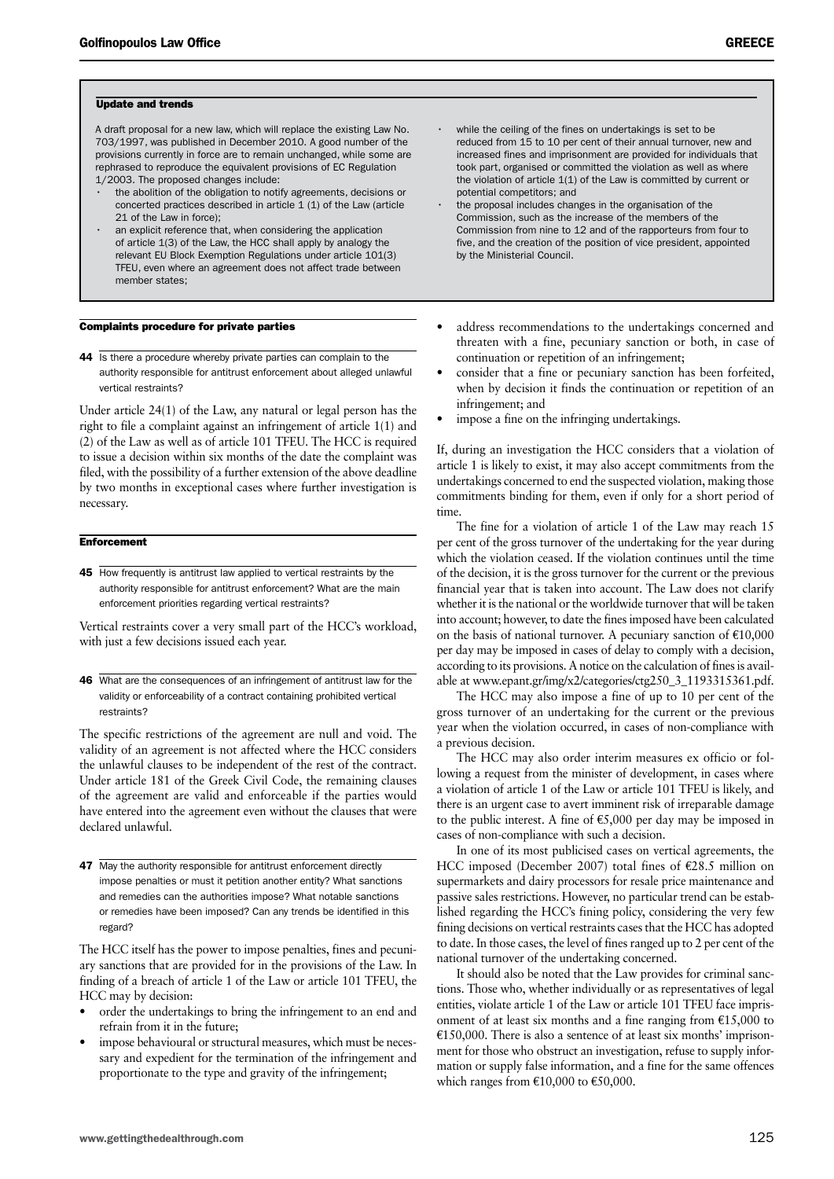### Update and trends

A draft proposal for a new law, which will replace the existing Law No. 703/1997, was published in December 2010. A good number of the provisions currently in force are to remain unchanged, while some are rephrased to reproduce the equivalent provisions of EC Regulation 1/2003. The proposed changes include:

- the abolition of the obligation to notify agreements, decisions or concerted practices described in article 1 (1) of the Law (article 21 of the Law in force);
- an explicit reference that, when considering the application of article 1(3) of the Law, the HCC shall apply by analogy the relevant EU Block Exemption Regulations under article 101(3) TFEU, even where an agreement does not affect trade between member states;
- while the ceiling of the fines on undertakings is set to be reduced from 15 to 10 per cent of their annual turnover, new and increased fines and imprisonment are provided for individuals that took part, organised or committed the violation as well as where the violation of article 1(1) of the Law is committed by current or potential competitors; and
- the proposal includes changes in the organisation of the Commission, such as the increase of the members of the Commission from nine to 12 and of the rapporteurs from four to five, and the creation of the position of vice president, appointed by the Ministerial Council.

### Complaints procedure for private parties

**44** Is there a procedure whereby private parties can complain to the authority responsible for antitrust enforcement about alleged unlawful vertical restraints?

Under article 24(1) of the Law, any natural or legal person has the right to file a complaint against an infringement of article 1(1) and (2) of the Law as well as of article 101 TFEU. The HCC is required to issue a decision within six months of the date the complaint was filed, with the possibility of a further extension of the above deadline by two months in exceptional cases where further investigation is necessary.

### Enforcement

**45** How frequently is antitrust law applied to vertical restraints by the authority responsible for antitrust enforcement? What are the main enforcement priorities regarding vertical restraints?

Vertical restraints cover a very small part of the HCC's workload, with just a few decisions issued each year.

**46** What are the consequences of an infringement of antitrust law for the validity or enforceability of a contract containing prohibited vertical restraints?

The specific restrictions of the agreement are null and void. The validity of an agreement is not affected where the HCC considers the unlawful clauses to be independent of the rest of the contract. Under article 181 of the Greek Civil Code, the remaining clauses of the agreement are valid and enforceable if the parties would have entered into the agreement even without the clauses that were declared unlawful.

**47** May the authority responsible for antitrust enforcement directly impose penalties or must it petition another entity? What sanctions and remedies can the authorities impose? What notable sanctions or remedies have been imposed? Can any trends be identified in this regard?

The HCC itself has the power to impose penalties, fines and pecuniary sanctions that are provided for in the provisions of the Law. In finding of a breach of article 1 of the Law or article 101 TFEU, the HCC may by decision:

- order the undertakings to bring the infringement to an end and refrain from it in the future;
- impose behavioural or structural measures, which must be necessary and expedient for the termination of the infringement and proportionate to the type and gravity of the infringement;
- address recommendations to the undertakings concerned and threaten with a fine, pecuniary sanction or both, in case of continuation or repetition of an infringement;
- consider that a fine or pecuniary sanction has been forfeited, when by decision it finds the continuation or repetition of an infringement; and
- impose a fine on the infringing undertakings.

If, during an investigation the HCC considers that a violation of article 1 is likely to exist, it may also accept commitments from the undertakings concerned to end the suspected violation, making those commitments binding for them, even if only for a short period of time.

The fine for a violation of article 1 of the Law may reach 15 per cent of the gross turnover of the undertaking for the year during which the violation ceased. If the violation continues until the time of the decision, it is the gross turnover for the current or the previous financial year that is taken into account. The Law does not clarify whether it is the national or the worldwide turnover that will be taken into account; however, to date the fines imposed have been calculated on the basis of national turnover. A pecuniary sanction of €10,000 per day may be imposed in cases of delay to comply with a decision, according to its provisions. A notice on the calculation of fines is available at www.epant.gr/img/x2/categories/ctg250_3_1193315361.pdf.

The HCC may also impose a fine of up to 10 per cent of the gross turnover of an undertaking for the current or the previous year when the violation occurred, in cases of non-compliance with a previous decision.

The HCC may also order interim measures ex officio or following a request from the minister of development, in cases where a violation of article 1 of the Law or article 101 TFEU is likely, and there is an urgent case to avert imminent risk of irreparable damage to the public interest. A fine of €5,000 per day may be imposed in cases of non-compliance with such a decision.

In one of its most publicised cases on vertical agreements, the HCC imposed (December 2007) total fines of €28.5 million on supermarkets and dairy processors for resale price maintenance and passive sales restrictions. However, no particular trend can be established regarding the HCC's fining policy, considering the very few fining decisions on vertical restraints cases that the HCC has adopted to date. In those cases, the level of fines ranged up to 2 per cent of the national turnover of the undertaking concerned.

It should also be noted that the Law provides for criminal sanctions. Those who, whether individually or as representatives of legal entities, violate article 1 of the Law or article 101 TFEU face imprisonment of at least six months and a fine ranging from €15,000 to €150,000. There is also a sentence of at least six months' imprisonment for those who obstruct an investigation, refuse to supply information or supply false information, and a fine for the same offences which ranges from €10,000 to €50,000.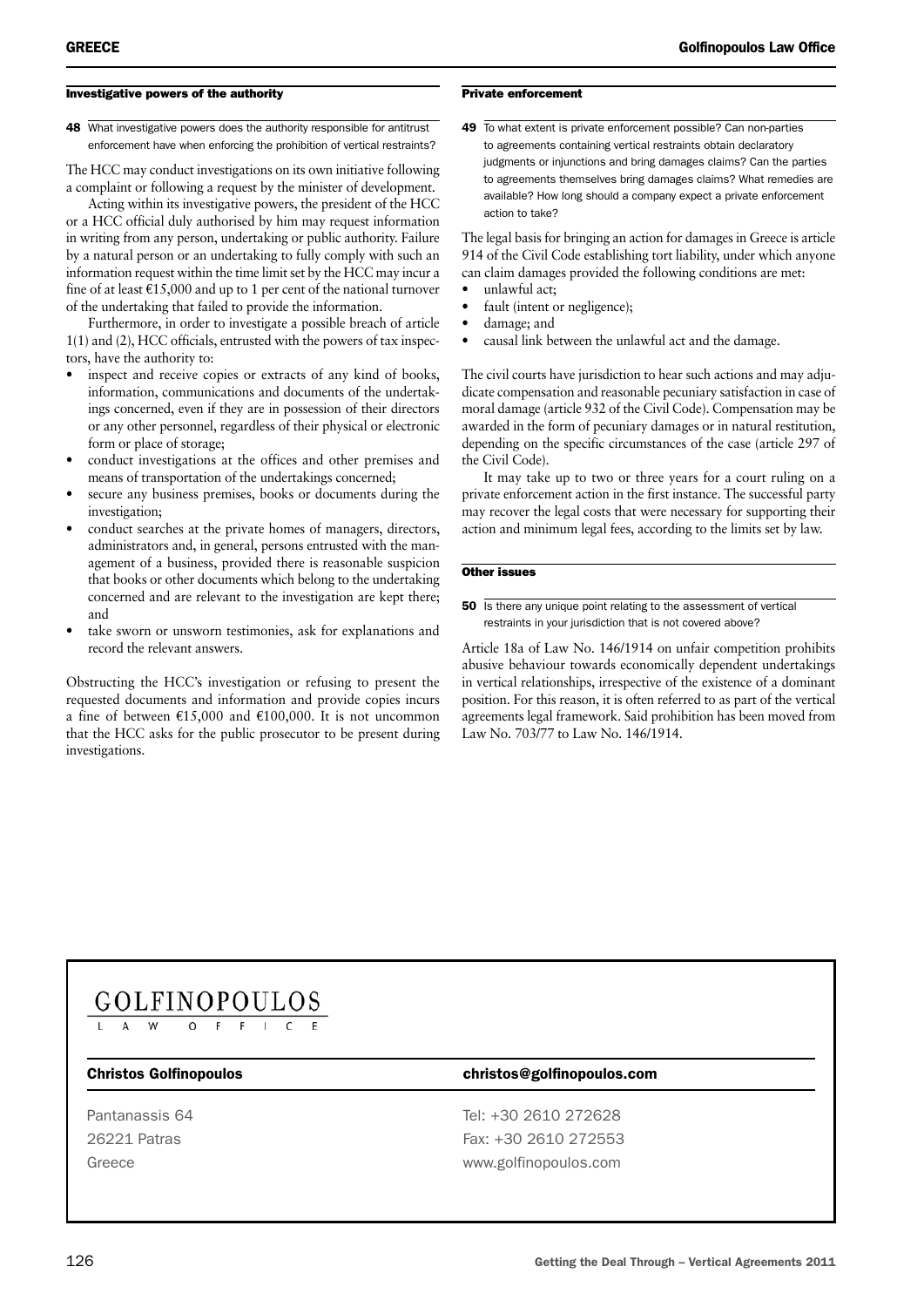## Investigative powers of the authority

**48** What investigative powers does the authority responsible for antitrust enforcement have when enforcing the prohibition of vertical restraints?

The HCC may conduct investigations on its own initiative following a complaint or following a request by the minister of development.

Acting within its investigative powers, the president of the HCC or a HCC official duly authorised by him may request information in writing from any person, undertaking or public authority. Failure by a natural person or an undertaking to fully comply with such an information request within the time limit set by the HCC may incur a fine of at least €15,000 and up to 1 per cent of the national turnover of the undertaking that failed to provide the information.

Furthermore, in order to investigate a possible breach of article 1(1) and (2), HCC officials, entrusted with the powers of tax inspectors, have the authority to:

- inspect and receive copies or extracts of any kind of books, information, communications and documents of the undertakings concerned, even if they are in possession of their directors or any other personnel, regardless of their physical or electronic form or place of storage;
- conduct investigations at the offices and other premises and means of transportation of the undertakings concerned;
- secure any business premises, books or documents during the investigation;
- conduct searches at the private homes of managers, directors, administrators and, in general, persons entrusted with the management of a business, provided there is reasonable suspicion that books or other documents which belong to the undertaking concerned and are relevant to the investigation are kept there; and
- take sworn or unsworn testimonies, ask for explanations and record the relevant answers.

Obstructing the HCC's investigation or refusing to present the requested documents and information and provide copies incurs a fine of between €15,000 and €100,000. It is not uncommon that the HCC asks for the public prosecutor to be present during investigations.

## Private enforcement

**49** To what extent is private enforcement possible? Can non-parties to agreements containing vertical restraints obtain declaratory judgments or injunctions and bring damages claims? Can the parties to agreements themselves bring damages claims? What remedies are available? How long should a company expect a private enforcement action to take?

The legal basis for bringing an action for damages in Greece is article 914 of the Civil Code establishing tort liability, under which anyone can claim damages provided the following conditions are met:

- unlawful act;
- fault (intent or negligence);
- damage; and
- causal link between the unlawful act and the damage.

The civil courts have jurisdiction to hear such actions and may adjudicate compensation and reasonable pecuniary satisfaction in case of moral damage (article 932 of the Civil Code). Compensation may be awarded in the form of pecuniary damages or in natural restitution, depending on the specific circumstances of the case (article 297 of the Civil Code).

It may take up to two or three years for a court ruling on a private enforcement action in the first instance. The successful party may recover the legal costs that were necessary for supporting their action and minimum legal fees, according to the limits set by law.

## Other issues

**50** Is there any unique point relating to the assessment of vertical restraints in your jurisdiction that is not covered above?

Article 18a of Law No. 146/1914 on unfair competition prohibits abusive behaviour towards economically dependent undertakings in vertical relationships, irrespective of the existence of a dominant position. For this reason, it is often referred to as part of the vertical agreements legal framework. Said prohibition has been moved from Law No. 703/77 to Law No. 146/1914.

---

**GOLFINOPOULOS**
LAW OFFICE

| **Christos Golfinopoulos** | **christos@golfinopoulos.com** |
| --- | --- |
| Pantanassis 64 | Tel: +30 2610 272628 |
| 26221 Patras | Fax: +30 2610 272553 |
| Greece | www.golfinopoulos.com |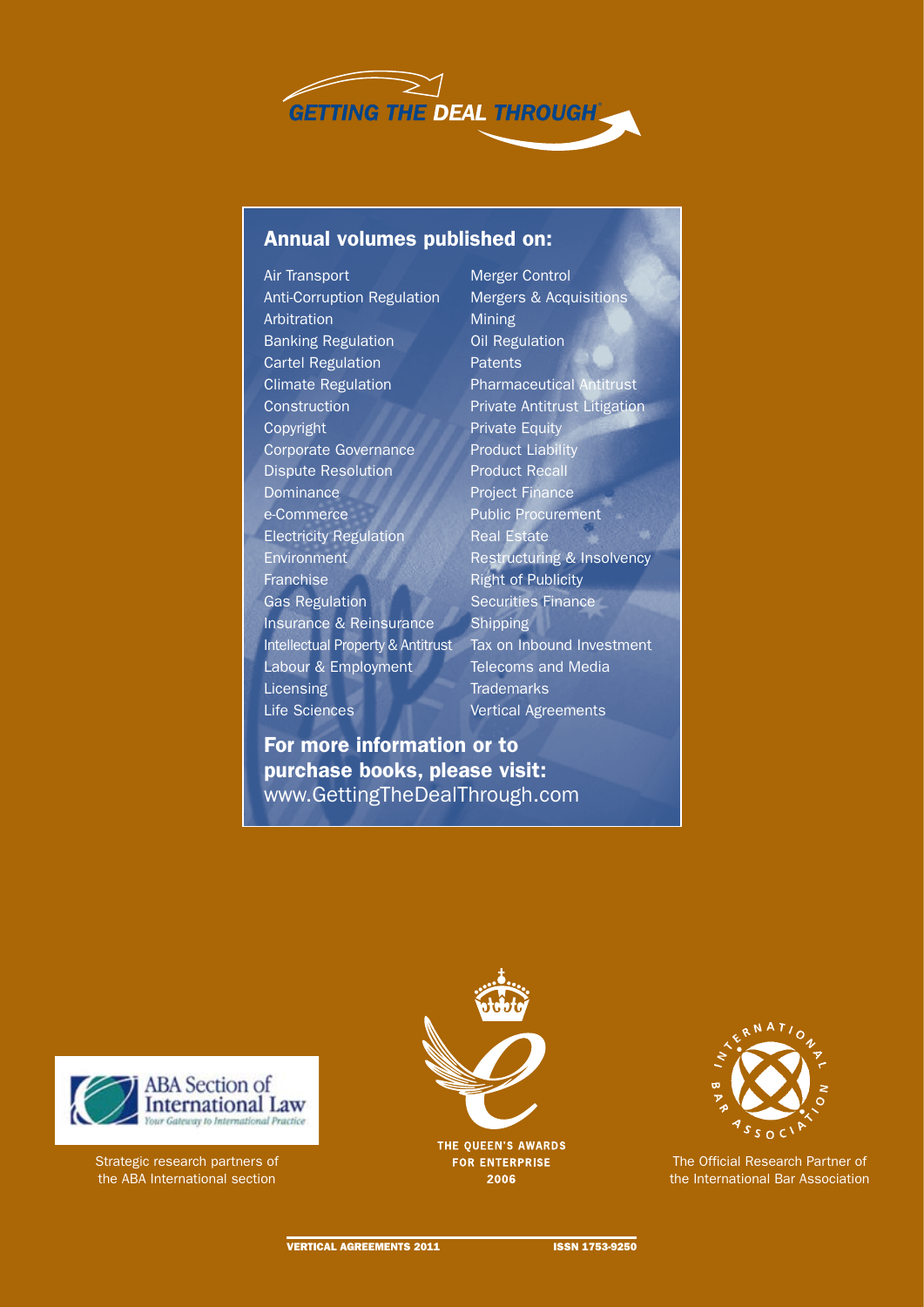GETTING THE DEAL THROUGH

## Annual volumes published on:

Air Transport
Anti-Corruption Regulation
Arbitration
Banking Regulation
Cartel Regulation
Climate Regulation
Construction
Copyright
Corporate Governance
Dispute Resolution
Dominance
e-Commerce
Electricity Regulation
Environment
Franchise
Gas Regulation
Insurance & Reinsurance
Intellectual Property & Antitrust
Labour & Employment
Licensing
Life Sciences
Merger Control
Mergers & Acquisitions
Mining
Oil Regulation
Patents
Pharmaceutical Antitrust
Private Antitrust Litigation
Private Equity
Product Liability
Product Recall
Project Finance
Public Procurement
Real Estate
Restructuring & Insolvency
Right of Publicity
Securities Finance
Shipping
Tax on Inbound Investment
Telecoms and Media
Trademarks
Vertical Agreements

**For more information or to purchase books, please visit:**
www.GettingTheDealThrough.com

ABA Section of International Law — Your Gateway to International Practice

Strategic research partners of the ABA International section

THE QUEEN'S AWARDS FOR ENTERPRISE 2006

INTERNATIONAL BAR ASSOCIATION

The Official Research Partner of the International Bar Association

VERTICAL AGREEMENTS 2011 ISSN 1753-9250